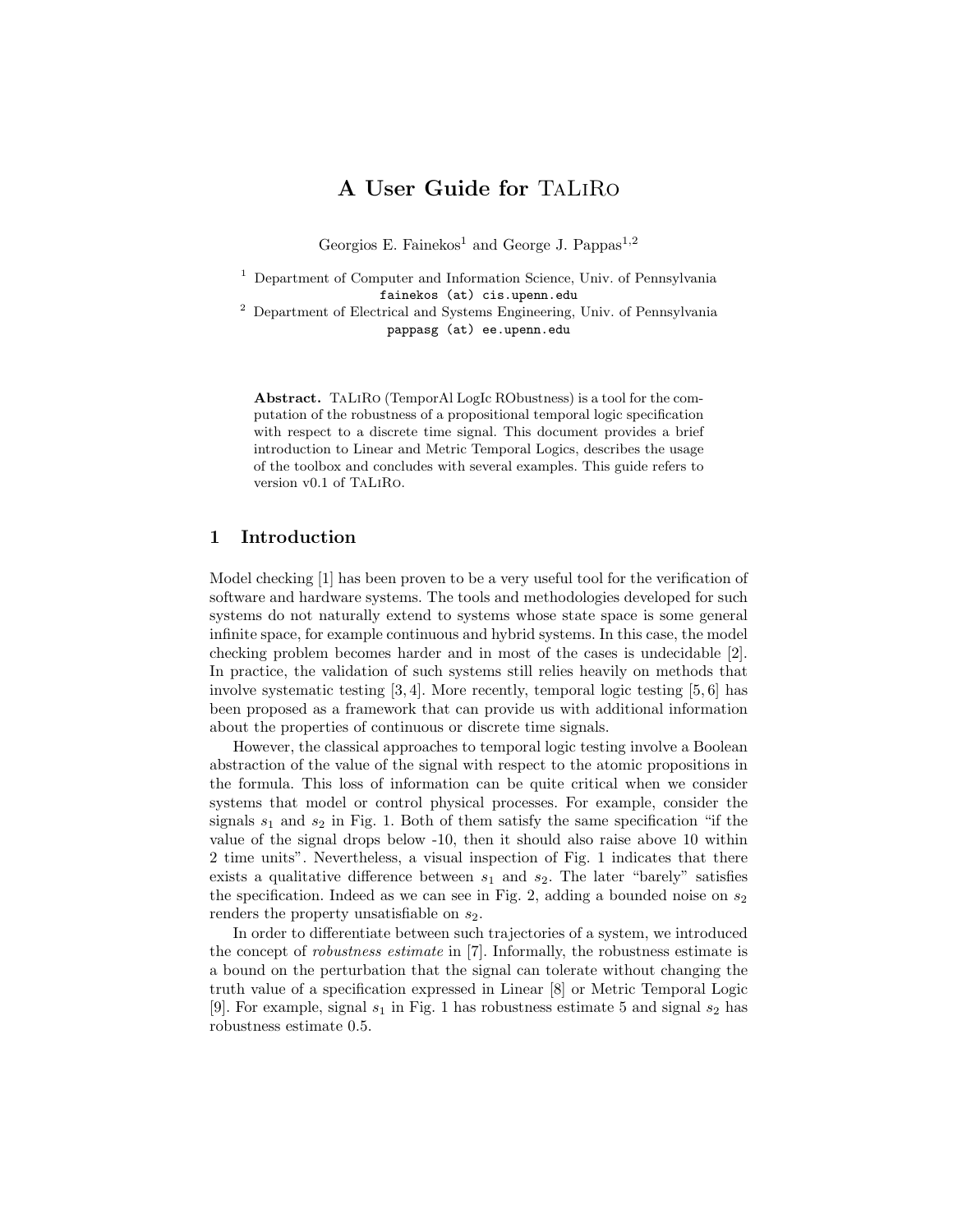# A User Guide for TaLiRo

Georgios E. Fainekos[1] and George J. Pappas[1,2]

[1] Department of Computer and Information Science, Univ. of Pennsylvania
`fainekos (at) cis.upenn.edu`

[2] Department of Electrical and Systems Engineering, Univ. of Pennsylvania
`pappasg (at) ee.upenn.edu`

**Abstract.** TaLiRo (TemporAl LogIc RObustness) is a tool for the computation of the robustness of a propositional temporal logic specification with respect to a discrete time signal. This document provides a brief introduction to Linear and Metric Temporal Logics, describes the usage of the toolbox and concludes with several examples. This guide refers to version v0.1 of TaLiRo.

## 1 Introduction

Model checking [1] has been proven to be a very useful tool for the verification of software and hardware systems. The tools and methodologies developed for such systems do not naturally extend to systems whose state space is some general infinite space, for example continuous and hybrid systems. In this case, the model checking problem becomes harder and in most of the cases is undecidable [2]. In practice, the validation of such systems still relies heavily on methods that involve systematic testing [3, 4]. More recently, temporal logic testing [5, 6] has been proposed as a framework that can provide us with additional information about the properties of continuous or discrete time signals.

However, the classical approaches to temporal logic testing involve a Boolean abstraction of the value of the signal with respect to the atomic propositions in the formula. This loss of information can be quite critical when we consider systems that model or control physical processes. For example, consider the signals $s_1$ and $s_2$ in Fig. 1. Both of them satisfy the same specification "if the value of the signal drops below -10, then it should also raise above 10 within 2 time units". Nevertheless, a visual inspection of Fig. 1 indicates that there exists a qualitative difference between $s_1$ and $s_2$. The later "barely" satisfies the specification. Indeed as we can see in Fig. 2, adding a bounded noise on $s_2$ renders the property unsatisfiable on $s_2$.

In order to differentiate between such trajectories of a system, we introduced the concept of *robustness estimate* in [7]. Informally, the robustness estimate is a bound on the perturbation that the signal can tolerate without changing the truth value of a specification expressed in Linear [8] or Metric Temporal Logic [9]. For example, signal $s_1$ in Fig. 1 has robustness estimate 5 and signal $s_2$ has robustness estimate 0.5.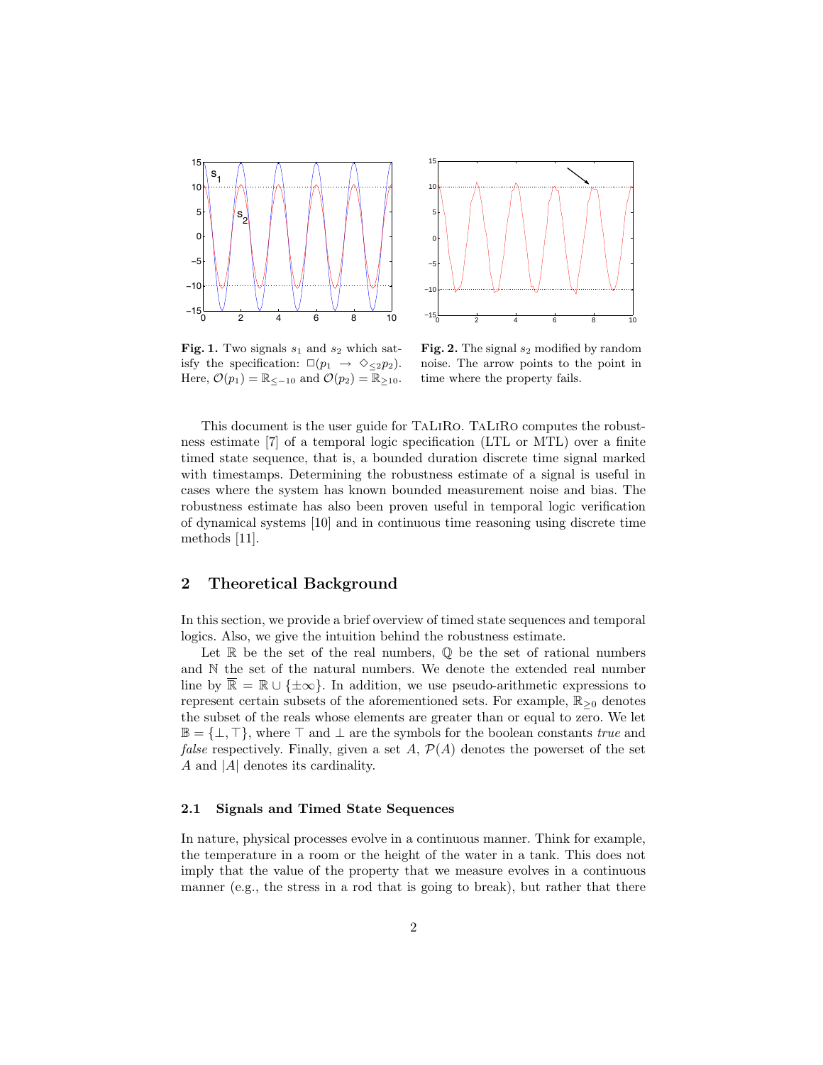**Fig. 1.** Two signals $s_1$ and $s_2$ which satisfy the specification: $\Box(p_1 \rightarrow \Diamond_{\leq 2} p_2)$. Here, $\mathcal{O}(p_1) = \mathbb{R}_{\leq -10}$ and $\mathcal{O}(p_2) = \mathbb{R}_{\geq 10}$.

**Fig. 2.** The signal $s_2$ modified by random noise. The arrow points to the point in time where the property fails.

This document is the user guide for TaLiRo. TaLiRo computes the robustness estimate [7] of a temporal logic specification (LTL or MTL) over a finite timed state sequence, that is, a bounded duration discrete time signal marked with timestamps. Determining the robustness estimate of a signal is useful in cases where the system has known bounded measurement noise and bias. The robustness estimate has also been proven useful in temporal logic verification of dynamical systems [10] and in continuous time reasoning using discrete time methods [11].

## 2 Theoretical Background

In this section, we provide a brief overview of timed state sequences and temporal logics. Also, we give the intuition behind the robustness estimate.

Let $\mathbb{R}$ be the set of the real numbers, $\mathbb{Q}$ be the set of rational numbers and $\mathbb{N}$ the set of the natural numbers. We denote the extended real number line by $\overline{\mathbb{R}} = \mathbb{R} \cup \{\pm\infty\}$. In addition, we use pseudo-arithmetic expressions to represent certain subsets of the aforementioned sets. For example, $\mathbb{R}_{\geq 0}$ denotes the subset of the reals whose elements are greater than or equal to zero. We let $\mathbb{B} = \{\bot, \top\}$, where $\top$ and $\bot$ are the symbols for the boolean constants *true* and *false* respectively. Finally, given a set $A$, $\mathcal{P}(A)$ denotes the powerset of the set $A$ and $|A|$ denotes its cardinality.

### 2.1 Signals and Timed State Sequences

In nature, physical processes evolve in a continuous manner. Think for example, the temperature in a room or the height of the water in a tank. This does not imply that the value of the property that we measure evolves in a continuous manner (e.g., the stress in a rod that is going to break), but rather that there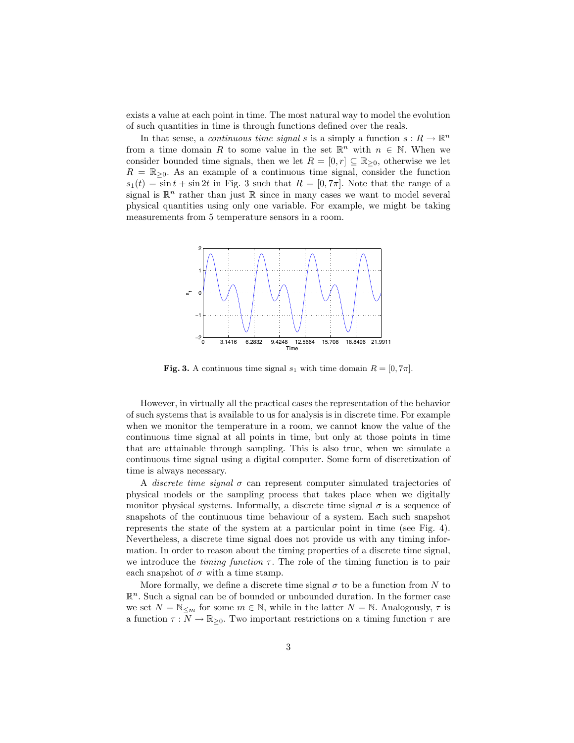exists a value at each point in time. The most natural way to model the evolution of such quantities in time is through functions defined over the reals.

In that sense, a *continuous time signal* $s$ is a simply a function $s : R \to \mathbb{R}^n$ from a time domain $R$ to some value in the set $\mathbb{R}^n$ with $n \in \mathbb{N}$. When we consider bounded time signals, then we let $R = [0, r] \subseteq \mathbb{R}_{\geq 0}$, otherwise we let $R = \mathbb{R}_{\geq 0}$. As an example of a continuous time signal, consider the function $s_1(t) = \sin t + \sin 2t$ in Fig. 3 such that $R = [0, 7\pi]$. Note that the range of a signal is $\mathbb{R}^n$ rather than just $\mathbb{R}$ since in many cases we want to model several physical quantities using only one variable. For example, we might be taking measurements from 5 temperature sensors in a room.

**Fig. 3.** A continuous time signal $s_1$ with time domain $R = [0, 7\pi]$.

However, in virtually all the practical cases the representation of the behavior of such systems that is available to us for analysis is in discrete time. For example when we monitor the temperature in a room, we cannot know the value of the continuous time signal at all points in time, but only at those points in time that are attainable through sampling. This is also true, when we simulate a continuous time signal using a digital computer. Some form of discretization of time is always necessary.

A *discrete time signal* $\sigma$ can represent computer simulated trajectories of physical models or the sampling process that takes place when we digitally monitor physical systems. Informally, a discrete time signal $\sigma$ is a sequence of snapshots of the continuous time behaviour of a system. Each such snapshot represents the state of the system at a particular point in time (see Fig. 4). Nevertheless, a discrete time signal does not provide us with any timing information. In order to reason about the timing properties of a discrete time signal, we introduce the *timing function* $\tau$. The role of the timing function is to pair each snapshot of $\sigma$ with a time stamp.

More formally, we define a discrete time signal $\sigma$ to be a function from $N$ to $\mathbb{R}^n$. Such a signal can be of bounded or unbounded duration. In the former case we set $N = \mathbb{N}_{\leq m}$ for some $m \in \mathbb{N}$, while in the latter $N = \mathbb{N}$. Analogously, $\tau$ is a function $\tau : N \to \mathbb{R}_{\geq 0}$. Two important restrictions on a timing function $\tau$ are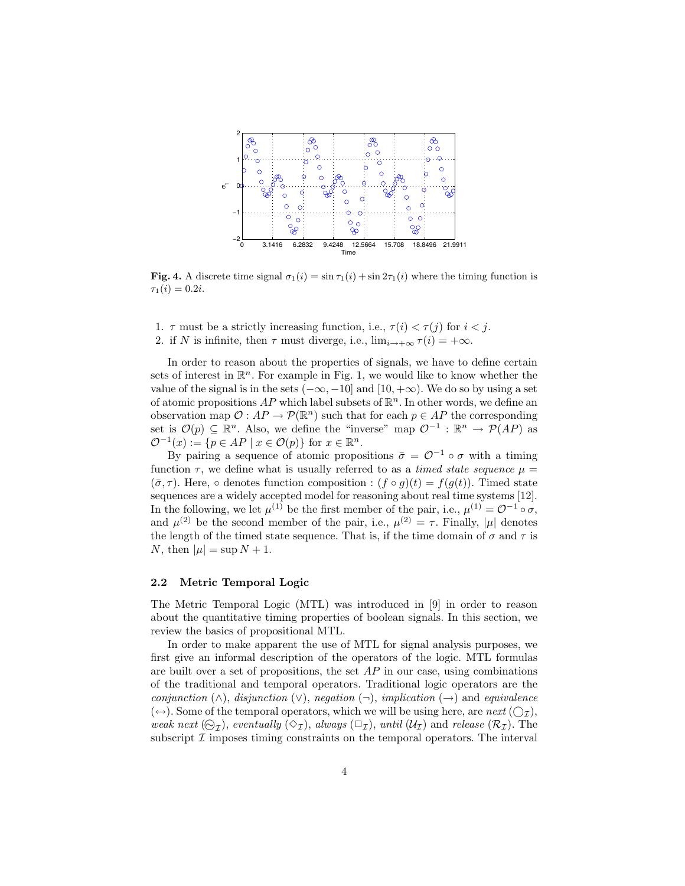**Fig. 4.** A discrete time signal $\sigma_1(i) = \sin \tau_1(i) + \sin 2\tau_1(i)$ where the timing function is $\tau_1(i) = 0.2i$.

1. $\tau$ must be a strictly increasing function, i.e., $\tau(i) < \tau(j)$ for $i < j$.
2. if $N$ is infinite, then $\tau$ must diverge, i.e., $\lim_{i \to +\infty} \tau(i) = +\infty$.

In order to reason about the properties of signals, we have to define certain sets of interest in $\mathbb{R}^n$. For example in Fig. 1, we would like to know whether the value of the signal is in the sets $(-\infty, -10]$ and $[10, +\infty)$. We do so by using a set of atomic propositions $AP$ which label subsets of $\mathbb{R}^n$. In other words, we define an observation map $\mathcal{O} : AP \to \mathcal{P}(\mathbb{R}^n)$ such that for each $p \in AP$ the corresponding set is $\mathcal{O}(p) \subseteq \mathbb{R}^n$. Also, we define the "inverse" map $\mathcal{O}^{-1} : \mathbb{R}^n \to \mathcal{P}(AP)$ as $\mathcal{O}^{-1}(x) := \{p \in AP \mid x \in \mathcal{O}(p)\}$ for $x \in \mathbb{R}^n$.

By pairing a sequence of atomic propositions $\bar{\sigma} = \mathcal{O}^{-1} \circ \sigma$ with a timing function $\tau$, we define what is usually referred to as a *timed state sequence* $\mu = (\bar{\sigma}, \tau)$. Here, $\circ$ denotes function composition : $(f \circ g)(t) = f(g(t))$. Timed state sequences are a widely accepted model for reasoning about real time systems [12]. In the following, we let $\mu^{(1)}$ be the first member of the pair, i.e., $\mu^{(1)} = \mathcal{O}^{-1} \circ \sigma$, and $\mu^{(2)}$ be the second member of the pair, i.e., $\mu^{(2)} = \tau$. Finally, $|\mu|$ denotes the length of the timed state sequence. That is, if the time domain of $\sigma$ and $\tau$ is $N$, then $|\mu| = \sup N + 1$.

### 2.2 Metric Temporal Logic

The Metric Temporal Logic (MTL) was introduced in [9] in order to reason about the quantitative timing properties of boolean signals. In this section, we review the basics of propositional MTL.

In order to make apparent the use of MTL for signal analysis purposes, we first give an informal description of the operators of the logic. MTL formulas are built over a set of propositions, the set $AP$ in our case, using combinations of the traditional and temporal operators. Traditional logic operators are the *conjunction* ($\wedge$), *disjunction* ($\vee$), *negation* ($\neg$), *implication* ($\rightarrow$) and *equivalence* ($\leftrightarrow$). Some of the temporal operators, which we will be using here, are *next* ($\bigcirc_{\mathcal{I}}$), *weak next* ($\circleddash_{\mathcal{I}}$), *eventually* ($\Diamond_{\mathcal{I}}$), *always* ($\Box_{\mathcal{I}}$), *until* ($\mathcal{U}_{\mathcal{I}}$) and *release* ($\mathcal{R}_{\mathcal{I}}$). The subscript $\mathcal{I}$ imposes timing constraints on the temporal operators. The interval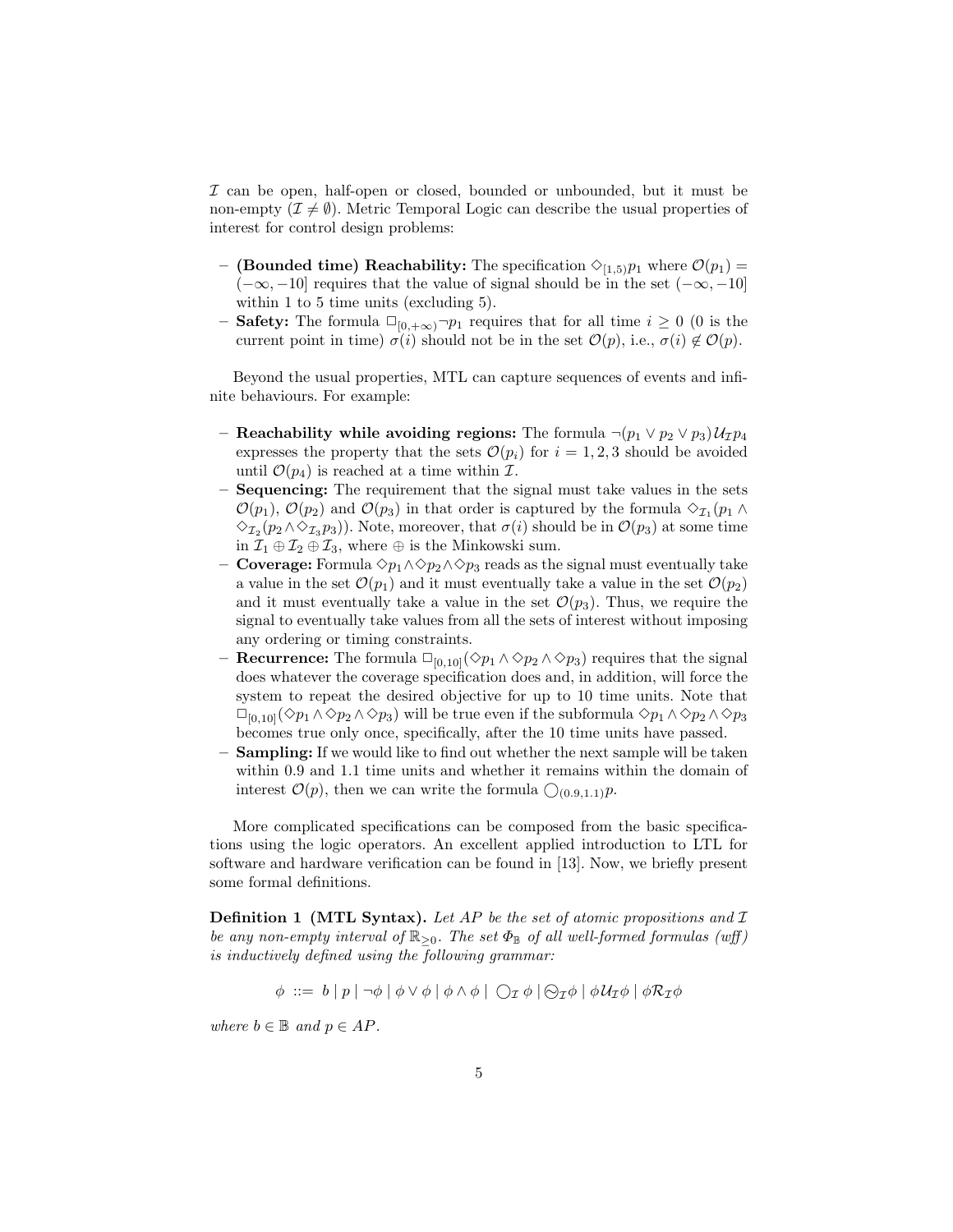$\mathcal{I}$ can be open, half-open or closed, bounded or unbounded, but it must be non-empty ($\mathcal{I} \neq \emptyset$). Metric Temporal Logic can describe the usual properties of interest for control design problems:

- **(Bounded time) Reachability:** The specification $\Diamond_{[1,5)} p_1$ where $\mathcal{O}(p_1) = (-\infty, -10]$ requires that the value of signal should be in the set $(-\infty, -10]$ within 1 to 5 time units (excluding 5).
- **Safety:** The formula $\Box_{[0,+\infty)} \neg p_1$ requires that for all time $i \geq 0$ (0 is the current point in time) $\sigma(i)$ should not be in the set $\mathcal{O}(p)$, i.e., $\sigma(i) \notin \mathcal{O}(p)$.

Beyond the usual properties, MTL can capture sequences of events and infinite behaviours. For example:

- **Reachability while avoiding regions:** The formula $\neg(p_1 \vee p_2 \vee p_3)\mathcal{U}_{\mathcal{I}} p_4$ expresses the property that the sets $\mathcal{O}(p_i)$ for $i = 1, 2, 3$ should be avoided until $\mathcal{O}(p_4)$ is reached at a time within $\mathcal{I}$.
- **Sequencing:** The requirement that the signal must take values in the sets $\mathcal{O}(p_1)$, $\mathcal{O}(p_2)$ and $\mathcal{O}(p_3)$ in that order is captured by the formula $\Diamond_{\mathcal{I}_1}(p_1 \wedge \Diamond_{\mathcal{I}_2}(p_2 \wedge \Diamond_{\mathcal{I}_3} p_3))$. Note, moreover, that $\sigma(i)$ should be in $\mathcal{O}(p_3)$ at some time in $\mathcal{I}_1 \oplus \mathcal{I}_2 \oplus \mathcal{I}_3$, where $\oplus$ is the Minkowski sum.
- **Coverage:** Formula $\Diamond p_1 \wedge \Diamond p_2 \wedge \Diamond p_3$ reads as the signal must eventually take a value in the set $\mathcal{O}(p_1)$ and it must eventually take a value in the set $\mathcal{O}(p_2)$ and it must eventually take a value in the set $\mathcal{O}(p_3)$. Thus, we require the signal to eventually take values from all the sets of interest without imposing any ordering or timing constraints.
- **Recurrence:** The formula $\Box_{[0,10]}(\Diamond p_1 \wedge \Diamond p_2 \wedge \Diamond p_3)$ requires that the signal does whatever the coverage specification does and, in addition, will force the system to repeat the desired objective for up to 10 time units. Note that $\Box_{[0,10]}(\Diamond p_1 \wedge \Diamond p_2 \wedge \Diamond p_3)$ will be true even if the subformula $\Diamond p_1 \wedge \Diamond p_2 \wedge \Diamond p_3$ becomes true only once, specifically, after the 10 time units have passed.
- **Sampling:** If we would like to find out whether the next sample will be taken within 0.9 and 1.1 time units and whether it remains within the domain of interest $\mathcal{O}(p)$, then we can write the formula $\bigcirc_{(0.9,1.1)} p$.

More complicated specifications can be composed from the basic specifications using the logic operators. An excellent applied introduction to LTL for software and hardware verification can be found in [13]. Now, we briefly present some formal definitions.

**Definition 1 (MTL Syntax).** *Let $AP$ be the set of atomic propositions and $\mathcal{I}$ be any non-empty interval of $\mathbb{R}_{\geq 0}$. The set $\Phi_{\mathbb{B}}$ of all well-formed formulas (wff) is inductively defined using the following grammar:*

$$\phi \ ::= \ b \mid p \mid \neg\phi \mid \phi \vee \phi \mid \phi \wedge \phi \mid \bigcirc_{\mathcal{I}} \phi \mid \circleddash_{\mathcal{I}} \phi \mid \phi \mathcal{U}_{\mathcal{I}} \phi \mid \phi \mathcal{R}_{\mathcal{I}} \phi$$

*where $b \in \mathbb{B}$ and $p \in AP$.*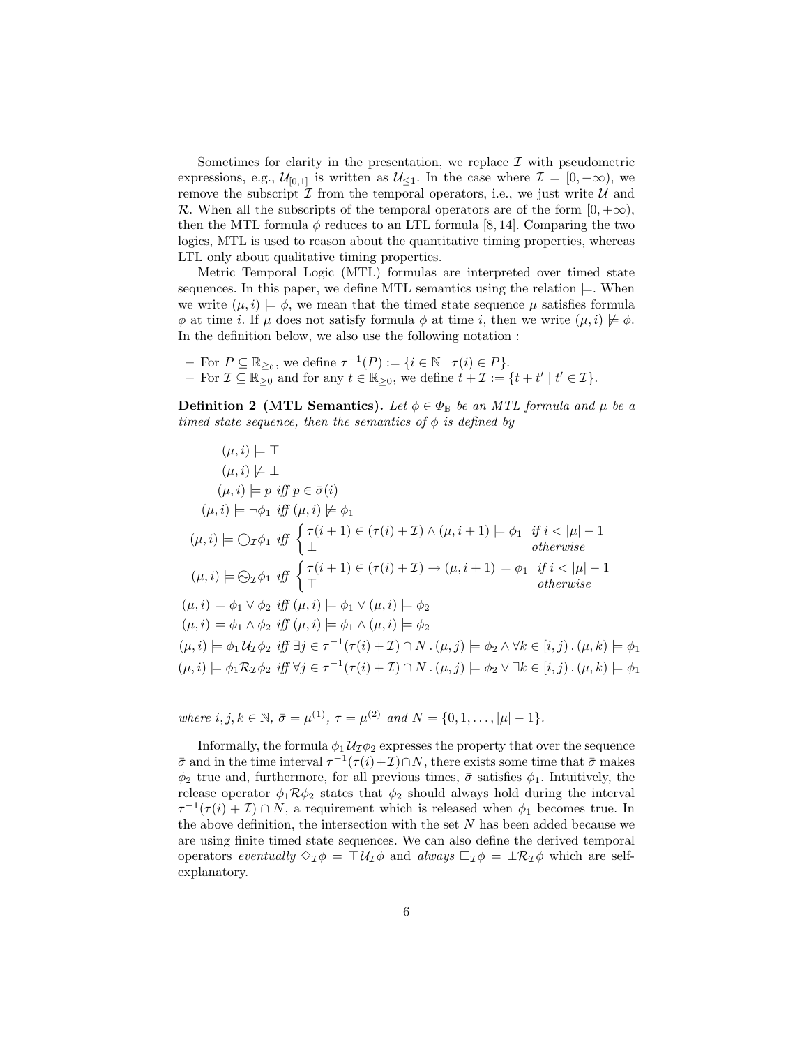Sometimes for clarity in the presentation, we replace $\mathcal{I}$ with pseudometric expressions, e.g., $\mathcal{U}_{[0,1]}$ is written as $\mathcal{U}_{\leq 1}$. In the case where $\mathcal{I} = [0, +\infty)$, we remove the subscript $\mathcal{I}$ from the temporal operators, i.e., we just write $\mathcal{U}$ and $\mathcal{R}$. When all the subscripts of the temporal operators are of the form $[0, +\infty)$, then the MTL formula $\phi$ reduces to an LTL formula [8, 14]. Comparing the two logics, MTL is used to reason about the quantitative timing properties, whereas LTL only about qualitative timing properties.

Metric Temporal Logic (MTL) formulas are interpreted over timed state sequences. In this paper, we define MTL semantics using the relation $\models$. When we write $(\mu, i) \models \phi$, we mean that the timed state sequence $\mu$ satisfies formula $\phi$ at time $i$. If $\mu$ does not satisfy formula $\phi$ at time $i$, then we write $(\mu, i) \not\models \phi$. In the definition below, we also use the following notation :

– For $P \subseteq \mathbb{R}_{\geq 0}$, we define $\tau^{-1}(P) := \{i \in \mathbb{N} \mid \tau(i) \in P\}$.
– For $\mathcal{I} \subseteq \mathbb{R}_{\geq 0}$ and for any $t \in \mathbb{R}_{\geq 0}$, we define $t + \mathcal{I} := \{t + t' \mid t' \in \mathcal{I}\}$.

**Definition 2 (MTL Semantics).** *Let $\phi \in \Phi_{\mathbb{B}}$ be an MTL formula and $\mu$ be a timed state sequence, then the semantics of $\phi$ is defined by*

$$
\begin{aligned}
&(\mu, i) \models \top \\
&(\mu, i) \not\models \bot \\
&(\mu, i) \models p \textit{ iff } p \in \bar{\sigma}(i) \\
&(\mu, i) \models \neg\phi_1 \textit{ iff } (\mu, i) \not\models \phi_1 \\
&(\mu, i) \models \bigcirc_{\mathcal{I}}\phi_1 \textit{ iff } \begin{cases} \tau(i+1) \in (\tau(i) + \mathcal{I}) \wedge (\mu, i+1) \models \phi_1 & \textit{if } i < |\mu| - 1 \\ \bot & \textit{otherwise} \end{cases} \\
&(\mu, i) \models \circleddash_{\mathcal{I}}\phi_1 \textit{ iff } \begin{cases} \tau(i+1) \in (\tau(i) + \mathcal{I}) \rightarrow (\mu, i+1) \models \phi_1 & \textit{if } i < |\mu| - 1 \\ \top & \textit{otherwise} \end{cases} \\
&(\mu, i) \models \phi_1 \vee \phi_2 \textit{ iff } (\mu, i) \models \phi_1 \vee (\mu, i) \models \phi_2 \\
&(\mu, i) \models \phi_1 \wedge \phi_2 \textit{ iff } (\mu, i) \models \phi_1 \wedge (\mu, i) \models \phi_2 \\
&(\mu, i) \models \phi_1 \mathcal{U}_{\mathcal{I}} \phi_2 \textit{ iff } \exists j \in \tau^{-1}(\tau(i) + \mathcal{I}) \cap N \,.\, (\mu, j) \models \phi_2 \wedge \forall k \in [i, j) \,.\, (\mu, k) \models \phi_1 \\
&(\mu, i) \models \phi_1 \mathcal{R}_{\mathcal{I}} \phi_2 \textit{ iff } \forall j \in \tau^{-1}(\tau(i) + \mathcal{I}) \cap N \,.\, (\mu, j) \models \phi_2 \vee \exists k \in [i, j) \,.\, (\mu, k) \models \phi_1
\end{aligned}
$$

*where $i, j, k \in \mathbb{N}$, $\bar{\sigma} = \mu^{(1)}$, $\tau = \mu^{(2)}$ and $N = \{0, 1, \ldots, |\mu| - 1\}$.*

Informally, the formula $\phi_1 \mathcal{U}_{\mathcal{I}} \phi_2$ expresses the property that over the sequence $\bar{\sigma}$ and in the time interval $\tau^{-1}(\tau(i) + \mathcal{I}) \cap N$, there exists some time that $\bar{\sigma}$ makes $\phi_2$ true and, furthermore, for all previous times, $\bar{\sigma}$ satisfies $\phi_1$. Intuitively, the release operator $\phi_1 \mathcal{R} \phi_2$ states that $\phi_2$ should always hold during the interval $\tau^{-1}(\tau(i) + \mathcal{I}) \cap N$, a requirement which is released when $\phi_1$ becomes true. In the above definition, the intersection with the set $N$ has been added because we are using finite timed state sequences. We can also define the derived temporal operators *eventually* $\Diamond_{\mathcal{I}}\phi = \top \mathcal{U}_{\mathcal{I}} \phi$ and *always* $\Box_{\mathcal{I}}\phi = \bot \mathcal{R}_{\mathcal{I}} \phi$ which are self-explanatory.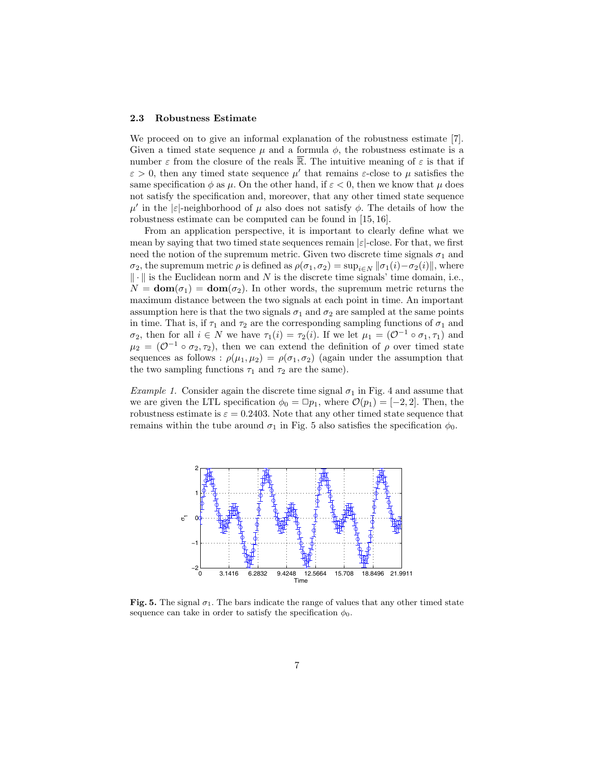### 2.3 Robustness Estimate

We proceed on to give an informal explanation of the robustness estimate [7]. Given a timed state sequence $\mu$ and a formula $\phi$, the robustness estimate is a number $\varepsilon$ from the closure of the reals $\overline{\mathbb{R}}$. The intuitive meaning of $\varepsilon$ is that if $\varepsilon > 0$, then any timed state sequence $\mu'$ that remains $\varepsilon$-close to $\mu$ satisfies the same specification $\phi$ as $\mu$. On the other hand, if $\varepsilon < 0$, then we know that $\mu$ does not satisfy the specification and, moreover, that any other timed state sequence $\mu'$ in the $|\varepsilon|$-neighborhood of $\mu$ also does not satisfy $\phi$. The details of how the robustness estimate can be computed can be found in [15, 16].

From an application perspective, it is important to clearly define what we mean by saying that two timed state sequences remain $|\varepsilon|$-close. For that, we first need the notion of the supremum metric. Given two discrete time signals $\sigma_1$ and $\sigma_2$, the supremum metric $\rho$ is defined as $\rho(\sigma_1, \sigma_2) = \sup_{i \in N} \|\sigma_1(i) - \sigma_2(i)\|$, where $\|\cdot\|$ is the Euclidean norm and $N$ is the discrete time signals' time domain, i.e., $N = \mathbf{dom}(\sigma_1) = \mathbf{dom}(\sigma_2)$. In other words, the supremum metric returns the maximum distance between the two signals at each point in time. An important assumption here is that the two signals $\sigma_1$ and $\sigma_2$ are sampled at the same points in time. That is, if $\tau_1$ and $\tau_2$ are the corresponding sampling functions of $\sigma_1$ and $\sigma_2$, then for all $i \in N$ we have $\tau_1(i) = \tau_2(i)$. If we let $\mu_1 = (\mathcal{O}^{-1} \circ \sigma_1, \tau_1)$ and $\mu_2 = (\mathcal{O}^{-1} \circ \sigma_2, \tau_2)$, then we can extend the definition of $\rho$ over timed state sequences as follows : $\rho(\mu_1, \mu_2) = \rho(\sigma_1, \sigma_2)$ (again under the assumption that the two sampling functions $\tau_1$ and $\tau_2$ are the same).

*Example 1.* Consider again the discrete time signal $\sigma_1$ in Fig. 4 and assume that we are given the LTL specification $\phi_0 = \Box p_1$, where $\mathcal{O}(p_1) = [-2, 2]$. Then, the robustness estimate is $\varepsilon = 0.2403$. Note that any other timed state sequence that remains within the tube around $\sigma_1$ in Fig. 5 also satisfies the specification $\phi_0$.

**Fig. 5.** The signal $\sigma_1$. The bars indicate the range of values that any other timed state sequence can take in order to satisfy the specification $\phi_0$.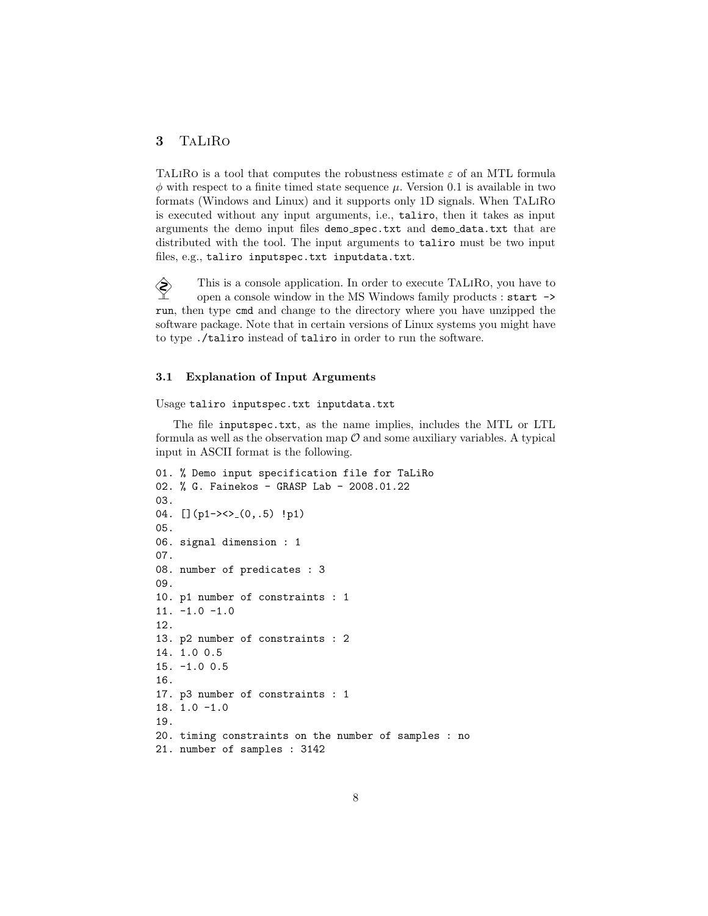## 3 TaLiRo

TaLiRo is a tool that computes the robustness estimate $\varepsilon$ of an MTL formula $\phi$ with respect to a finite timed state sequence $\mu$. Version 0.1 is available in two formats (Windows and Linux) and it supports only 1D signals. When TaLiRo is executed without any input arguments, i.e., `taliro`, then it takes as input arguments the demo input files `demo_spec.txt` and `demo_data.txt` that are distributed with the tool. The input arguments to `taliro` must be two input files, e.g., `taliro inputspec.txt inputdata.txt`.

This is a console application. In order to execute TaLiRo, you have to open a console window in the MS Windows family products : `start -> run`, then type `cmd` and change to the directory where you have unzipped the software package. Note that in certain versions of Linux systems you might have to type `./taliro` instead of `taliro` in order to run the software.

### 3.1 Explanation of Input Arguments

Usage `taliro inputspec.txt inputdata.txt`

The file `inputspec.txt`, as the name implies, includes the MTL or LTL formula as well as the observation map $\mathcal{O}$ and some auxiliary variables. A typical input in ASCII format is the following.

```
01. % Demo input specification file for TaLiRo
02. % G. Fainekos - GRASP Lab - 2008.01.22
03.
04. [](p1-><>_(0,.5) !p1)
05.
06. signal dimension : 1
07.
08. number of predicates : 3
09.
10. p1 number of constraints : 1
11. -1.0 -1.0
12.
13. p2 number of constraints : 2
14. 1.0 0.5
15. -1.0 0.5
16.
17. p3 number of constraints : 1
18. 1.0 -1.0
19.
20. timing constraints on the number of samples : no
21. number of samples : 3142
```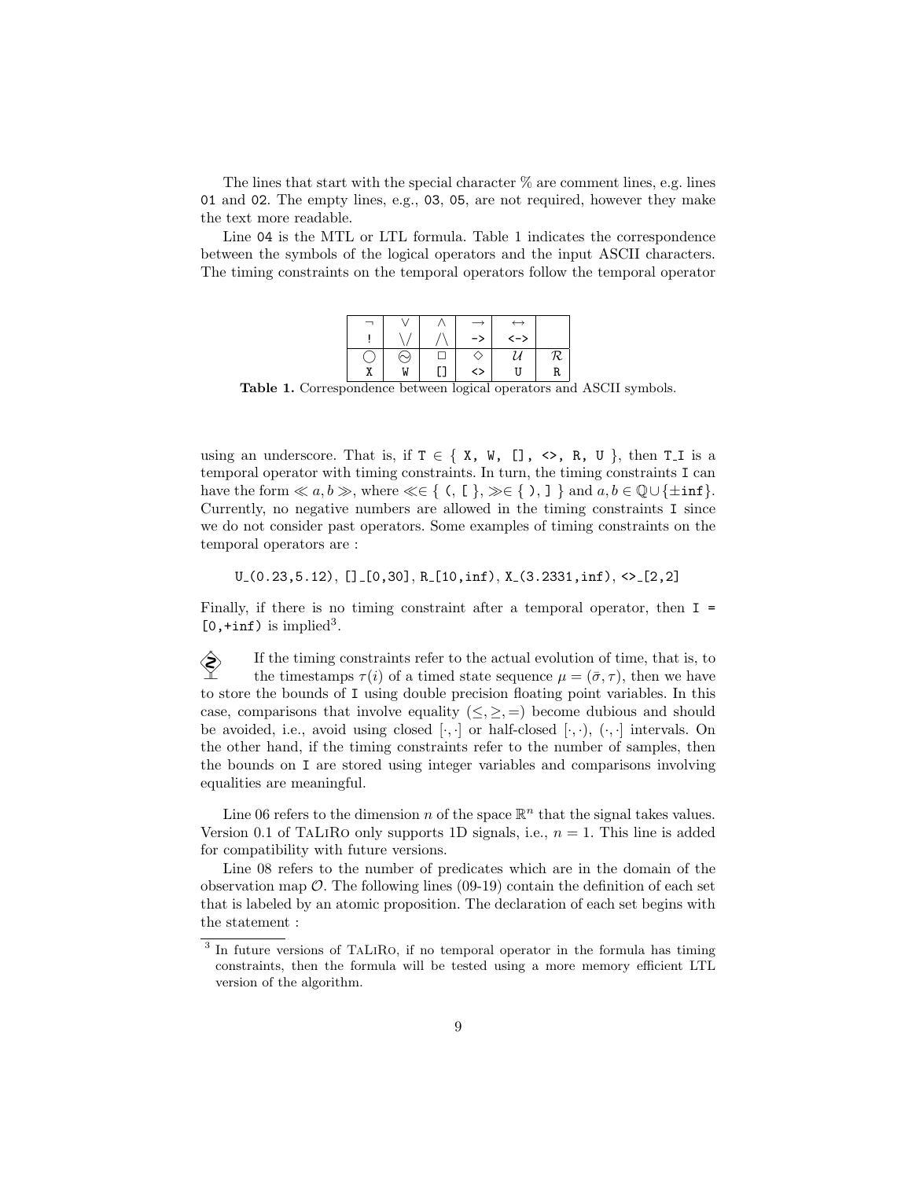The lines that start with the special character % are comment lines, e.g. lines 01 and 02. The empty lines, e.g., 03, 05, are not required, however they make the text more readable.

Line 04 is the MTL or LTL formula. Table 1 indicates the correspondence between the symbols of the logical operators and the input ASCII characters. The timing constraints on the temporal operators follow the temporal operator

| $\neg$ | $\vee$ | $\wedge$ | $\rightarrow$ | $\leftrightarrow$ | |
|---|---|---|---|---|---|
| ! | \/ | /\ | -> | <-> | |
| $\bigcirc$ | $\circledS$ | $\Box$ | $\Diamond$ | $\mathcal{U}$ | $\mathcal{R}$ |
| X | W | [] | <> | U | R |

**Table 1.** Correspondence between logical operators and ASCII symbols.

using an underscore. That is, if T $\in$ { X, W, [], <>, R, U }, then T_I is a temporal operator with timing constraints. In turn, the timing constraints I can have the form $\ll a, b \gg$, where $\ll \in$ { (, [ }, $\gg \in$ { ), ] } and $a, b \in \mathbb{Q} \cup \{\pm$inf$\}$. Currently, no negative numbers are allowed in the timing constraints I since we do not consider past operators. Some examples of timing constraints on the temporal operators are :

U_(0.23,5.12), []_[0,30], R_[10,inf), X_(3.2331,inf), <>_[2,2]

Finally, if there is no timing constraint after a temporal operator, then I = [0,+inf) is implied[3].

If the timing constraints refer to the actual evolution of time, that is, to the timestamps $\tau(i)$ of a timed state sequence $\mu = (\bar{\sigma}, \tau)$, then we have to store the bounds of I using double precision floating point variables. In this case, comparisons that involve equality $(\leq, \geq, =)$ become dubious and should be avoided, i.e., avoid using closed $[\cdot, \cdot]$ or half-closed $[\cdot, \cdot)$, $(\cdot, \cdot]$ intervals. On the other hand, if the timing constraints refer to the number of samples, then the bounds on I are stored using integer variables and comparisons involving equalities are meaningful.

Line 06 refers to the dimension $n$ of the space $\mathbb{R}^n$ that the signal takes values. Version 0.1 of TaLiRo only supports 1D signals, i.e., $n = 1$. This line is added for compatibility with future versions.

Line 08 refers to the number of predicates which are in the domain of the observation map $\mathcal{O}$. The following lines (09-19) contain the definition of each set that is labeled by an atomic proposition. The declaration of each set begins with the statement :

[3] In future versions of TaLiRo, if no temporal operator in the formula has timing constraints, then the formula will be tested using a more memory efficient LTL version of the algorithm.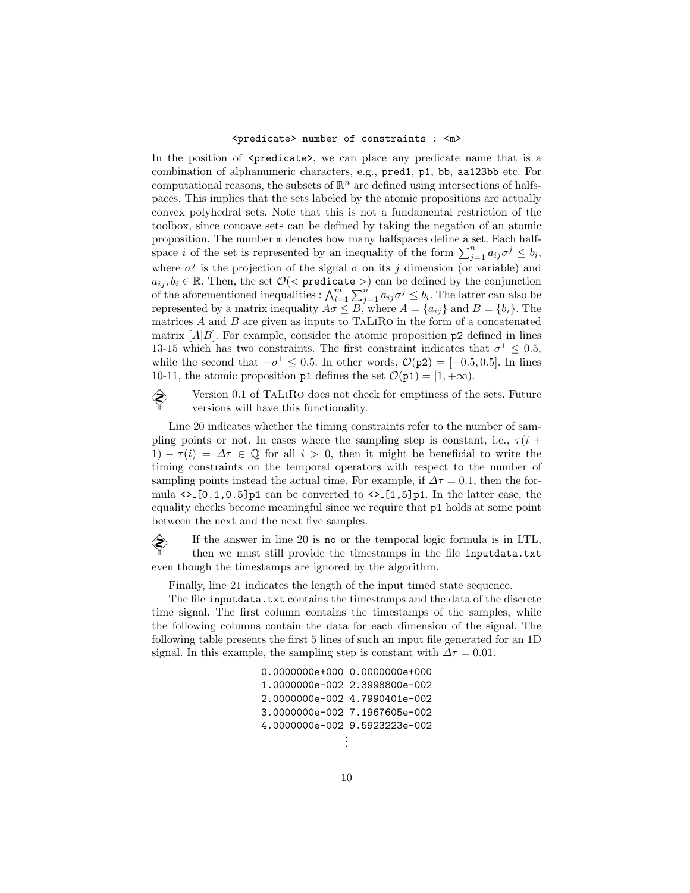```
<predicate> number of constraints : <m>
```

In the position of `<predicate>`, we can place any predicate name that is a combination of alphanumeric characters, e.g., `pred1`, `p1`, `bb`, `aa123bb` etc. For computational reasons, the subsets of $\mathbb{R}^n$ are defined using intersections of halfspaces. This implies that the sets labeled by the atomic propositions are actually convex polyhedral sets. Note that this is not a fundamental restriction of the toolbox, since concave sets can be defined by taking the negation of an atomic proposition. The number `m` denotes how many halfspaces define a set. Each halfspace $i$ of the set is represented by an inequality of the form $\sum_{j=1}^{n} a_{ij}\sigma^j \leq b_i$, where $\sigma^j$ is the projection of the signal $\sigma$ on its $j$ dimension (or variable) and $a_{ij}, b_i \in \mathbb{R}$. Then, the set $\mathcal{O}(<\texttt{predicate}>)$ can be defined by the conjunction of the aforementioned inequalities : $\bigwedge_{i=1}^{m} \sum_{j=1}^{n} a_{ij}\sigma^j \leq b_i$. The latter can also be represented by a matrix inequality $A\sigma \leq B$, where $A = \{a_{ij}\}$ and $B = \{b_i\}$. The matrices $A$ and $B$ are given as inputs to TaLiRo in the form of a concatenated matrix $[A|B]$. For example, consider the atomic proposition `p2` defined in lines 13-15 which has two constraints. The first constraint indicates that $\sigma^1 \leq 0.5$, while the second that $-\sigma^1 \leq 0.5$. In other words, $\mathcal{O}(\texttt{p2}) = [-0.5, 0.5]$. In lines 10-11, the atomic proposition `p1` defines the set $\mathcal{O}(\texttt{p1}) = [1, +\infty)$.

Version 0.1 of TaLiRo does not check for emptiness of the sets. Future versions will have this functionality.

Line 20 indicates whether the timing constraints refer to the number of sampling points or not. In cases where the sampling step is constant, i.e., $\tau(i+1) - \tau(i) = \Delta\tau \in \mathbb{Q}$ for all $i > 0$, then it might be beneficial to write the timing constraints on the temporal operators with respect to the number of sampling points instead the actual time. For example, if $\Delta\tau = 0.1$, then the formula `<>_[0.1,0.5]p1` can be converted to `<>_[1,5]p1`. In the latter case, the equality checks become meaningful since we require that `p1` holds at some point between the next and the next five samples.

If the answer in line 20 is `no` or the temporal logic formula is in LTL, then we must still provide the timestamps in the file `inputdata.txt` even though the timestamps are ignored by the algorithm.

Finally, line 21 indicates the length of the input timed state sequence.

The file `inputdata.txt` contains the timestamps and the data of the discrete time signal. The first column contains the timestamps of the samples, while the following columns contain the data for each dimension of the signal. The following table presents the first 5 lines of such an input file generated for an 1D signal. In this example, the sampling step is constant with $\Delta\tau = 0.01$.

```
0.0000000e+000 0.0000000e+000
1.0000000e-002 2.3998800e-002
2.0000000e-002 4.7990401e-002
3.0000000e-002 7.1967605e-002
4.0000000e-002 9.5923223e-002
       ⋮
```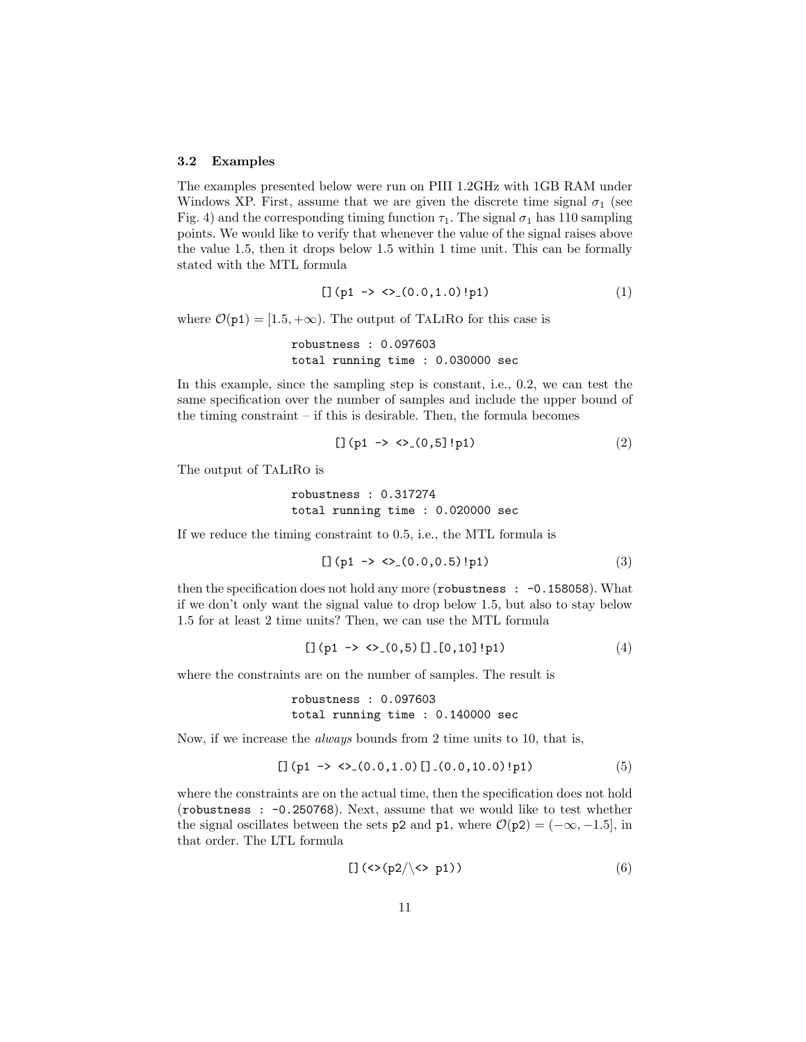### 3.2 Examples

The examples presented below were run on PIII 1.2GHz with 1GB RAM under Windows XP. First, assume that we are given the discrete time signal $\sigma_1$ (see Fig. 4) and the corresponding timing function $\tau_1$. The signal $\sigma_1$ has 110 sampling points. We would like to verify that whenever the value of the signal raises above the value 1.5, then it drops below 1.5 within 1 time unit. This can be formally stated with the MTL formula

```
[](p1 -> <>_(0.0,1.0)!p1)                (1)
```

where $\mathcal{O}(\texttt{p1}) = [1.5, +\infty)$. The output of TaLiRo for this case is

```
robustness : 0.097603
total running time : 0.030000 sec
```

In this example, since the sampling step is constant, i.e., 0.2, we can test the same specification over the number of samples and include the upper bound of the timing constraint – if this is desirable. Then, the formula becomes

```
[](p1 -> <>_(0,5]!p1)                (2)
```

The output of TaLiRo is

```
robustness : 0.317274
total running time : 0.020000 sec
```

If we reduce the timing constraint to 0.5, i.e., the MTL formula is

```
[](p1 -> <>_(0.0,0.5)!p1)                (3)
```

then the specification does not hold any more (`robustness : -0.158058`). What if we don't only want the signal value to drop below 1.5, but also to stay below 1.5 for at least 2 time units? Then, we can use the MTL formula

```
[](p1 -> <>_(0,5)[]_[0,10]!p1)                (4)
```

where the constraints are on the number of samples. The result is

```
robustness : 0.097603
total running time : 0.140000 sec
```

Now, if we increase the *always* bounds from 2 time units to 10, that is,

```
[](p1 -> <>_(0.0,1.0)[]_(0.0,10.0)!p1)                (5)
```

where the constraints are on the actual time, then the specification does not hold (`robustness : -0.250768`). Next, assume that we would like to test whether the signal oscillates between the sets `p2` and `p1`, where $\mathcal{O}(\texttt{p2}) = (-\infty, -1.5]$, in that order. The LTL formula

```
[](<>(p2/\<> p1))                (6)
```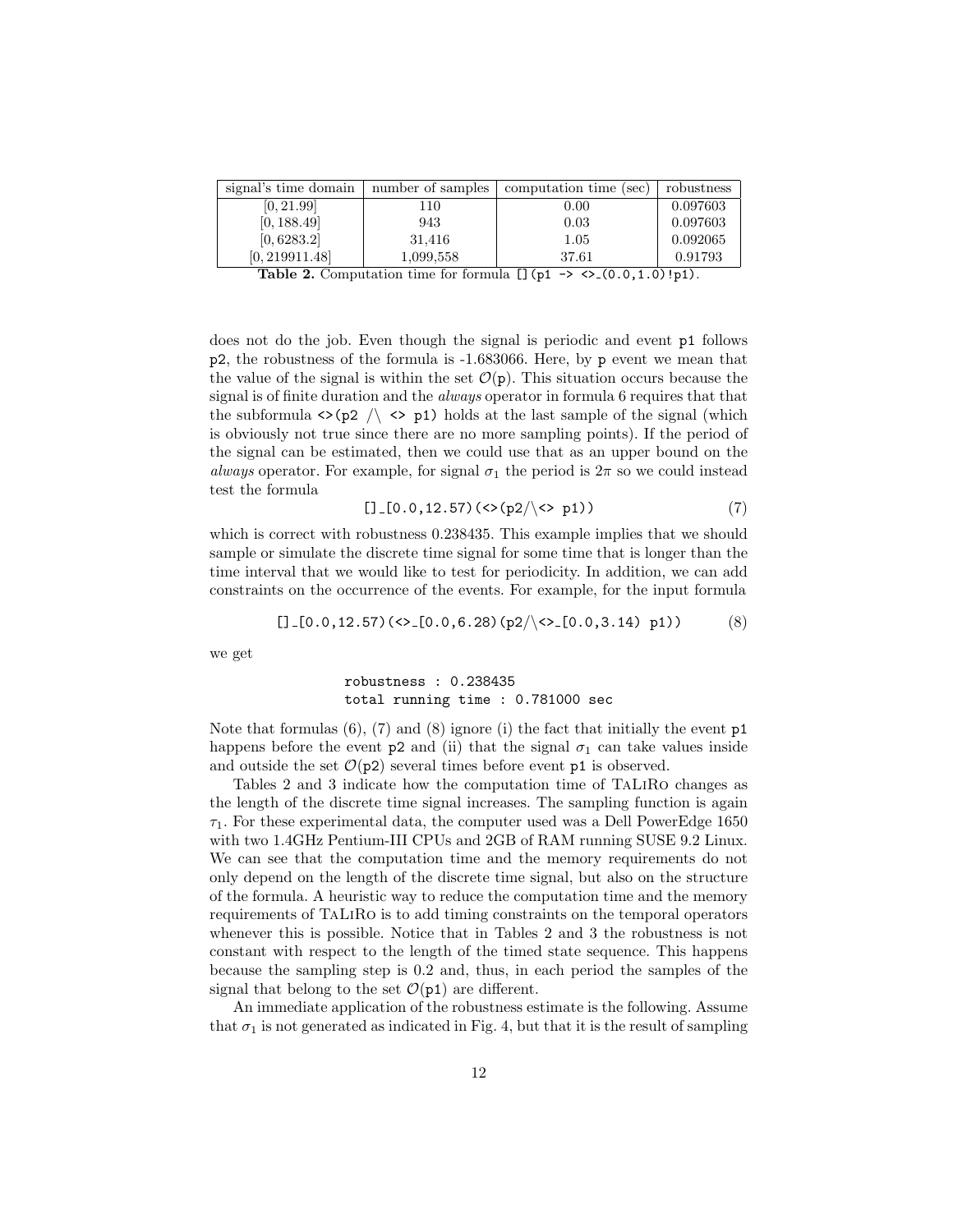| signal's time domain | number of samples | computation time (sec) | robustness |
|---|---|---|---|
| $[0, 21.99]$ | 110 | 0.00 | 0.097603 |
| $[0, 188.49]$ | 943 | 0.03 | 0.097603 |
| $[0, 6283.2]$ | 31,416 | 1.05 | 0.092065 |
| $[0, 219911.48]$ | 1,099,558 | 37.61 | 0.91793 |

**Table 2.** Computation time for formula `[](p1 -> <>_(0.0,1.0)!p1)`.

does not do the job. Even though the signal is periodic and event `p1` follows `p2`, the robustness of the formula is -1.683066. Here, by `p` event we mean that the value of the signal is within the set $\mathcal{O}(\mathtt{p})$. This situation occurs because the signal is of finite duration and the *always* operator in formula 6 requires that that the subformula `<>(p2 /\ <> p1)` holds at the last sample of the signal (which is obviously not true since there are no more sampling points). If the period of the signal can be estimated, then we could use that as an upper bound on the *always* operator. For example, for signal $\sigma_1$ the period is $2\pi$ so we could instead test the formula

```
[]_[0.0,12.57)(<>(p2/\<> p1))     (7)
```

which is correct with robustness 0.238435. This example implies that we should sample or simulate the discrete time signal for some time that is longer than the time interval that we would like to test for periodicity. In addition, we can add constraints on the occurrence of the events. For example, for the input formula

```
[]_[0.0,12.57)(<>_[0.0,6.28)(p2/\<>_[0.0,3.14) p1))     (8)
```

we get

```
robustness : 0.238435
total running time : 0.781000 sec
```

Note that formulas (6), (7) and (8) ignore (i) the fact that initially the event `p1` happens before the event `p2` and (ii) that the signal $\sigma_1$ can take values inside and outside the set $\mathcal{O}(\mathtt{p2})$ several times before event `p1` is observed.

Tables 2 and 3 indicate how the computation time of TaLiRo changes as the length of the discrete time signal increases. The sampling function is again $\tau_1$. For these experimental data, the computer used was a Dell PowerEdge 1650 with two 1.4GHz Pentium-III CPUs and 2GB of RAM running SUSE 9.2 Linux. We can see that the computation time and the memory requirements do not only depend on the length of the discrete time signal, but also on the structure of the formula. A heuristic way to reduce the computation time and the memory requirements of TaLiRo is to add timing constraints on the temporal operators whenever this is possible. Notice that in Tables 2 and 3 the robustness is not constant with respect to the length of the timed state sequence. This happens because the sampling step is 0.2 and, thus, in each period the samples of the signal that belong to the set $\mathcal{O}(\mathtt{p1})$ are different.

An immediate application of the robustness estimate is the following. Assume that $\sigma_1$ is not generated as indicated in Fig. 4, but that it is the result of sampling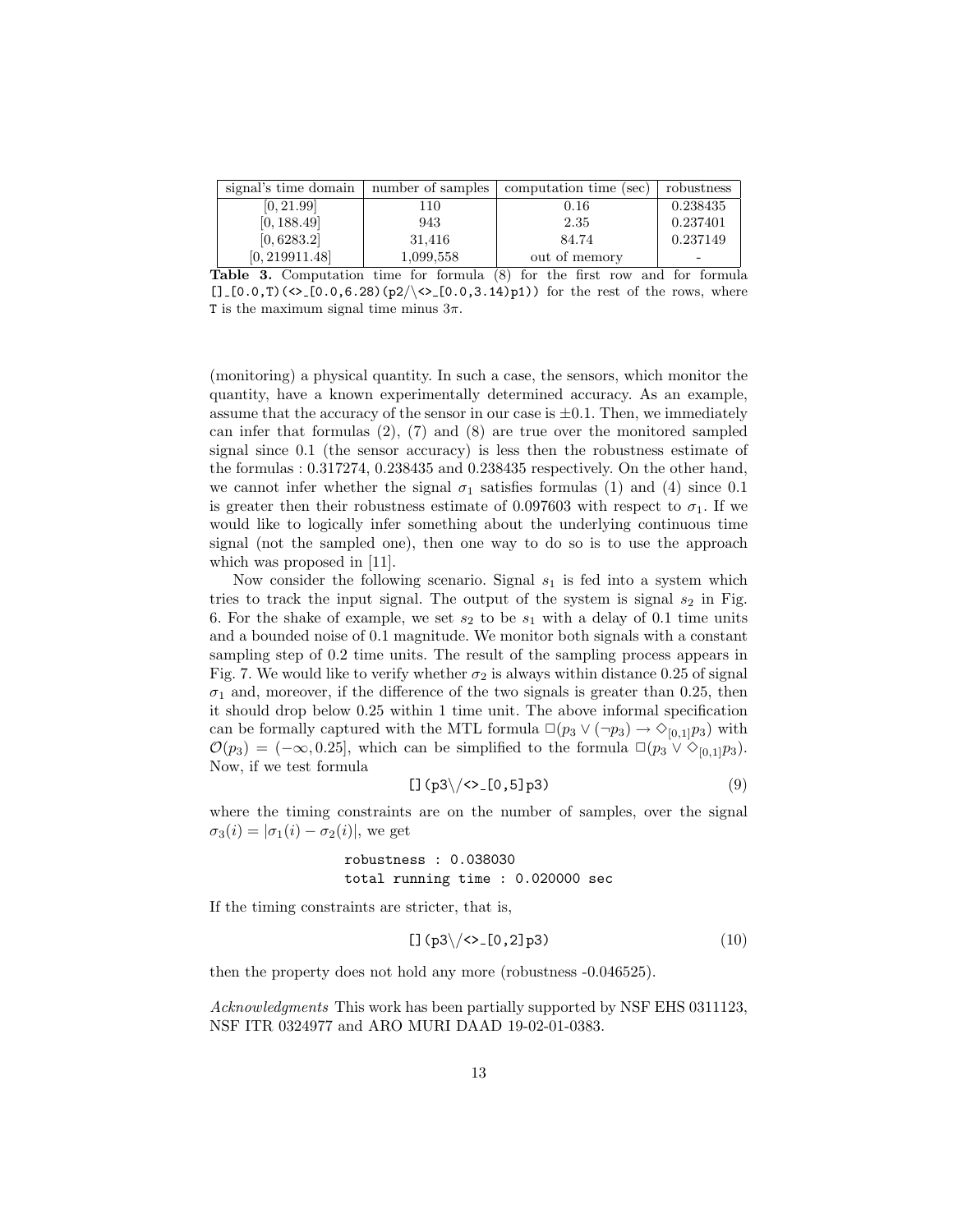| signal's time domain | number of samples | computation time (sec) | robustness |
|---|---|---|---|
| $[0, 21.99]$ | 110 | 0.16 | 0.238435 |
| $[0, 188.49]$ | 943 | 2.35 | 0.237401 |
| $[0, 6283.2]$ | 31,416 | 84.74 | 0.237149 |
| $[0, 219911.48]$ | 1,099,558 | out of memory | - |

**Table 3.** Computation time for formula (8) for the first row and for formula `[]_[0.0,T)(<>_[0.0,6.28)(p2/\<>_[0.0,3.14)p1))` for the rest of the rows, where `T` is the maximum signal time minus $3\pi$.

(monitoring) a physical quantity. In such a case, the sensors, which monitor the quantity, have a known experimentally determined accuracy. As an example, assume that the accuracy of the sensor in our case is $\pm 0.1$. Then, we immediately can infer that formulas (2), (7) and (8) are true over the monitored sampled signal since 0.1 (the sensor accuracy) is less then the robustness estimate of the formulas : 0.317274, 0.238435 and 0.238435 respectively. On the other hand, we cannot infer whether the signal $\sigma_1$ satisfies formulas (1) and (4) since 0.1 is greater then their robustness estimate of 0.097603 with respect to $\sigma_1$. If we would like to logically infer something about the underlying continuous time signal (not the sampled one), then one way to do so is to use the approach which was proposed in [11].

Now consider the following scenario. Signal $s_1$ is fed into a system which tries to track the input signal. The output of the system is signal $s_2$ in Fig. 6. For the shake of example, we set $s_2$ to be $s_1$ with a delay of 0.1 time units and a bounded noise of 0.1 magnitude. We monitor both signals with a constant sampling step of 0.2 time units. The result of the sampling process appears in Fig. 7. We would like to verify whether $\sigma_2$ is always within distance 0.25 of signal $\sigma_1$ and, moreover, if the difference of the two signals is greater than 0.25, then it should drop below 0.25 within 1 time unit. The above informal specification can be formally captured with the MTL formula $\Box(p_3 \vee (\neg p_3) \rightarrow \Diamond_{[0,1]} p_3)$ with $\mathcal{O}(p_3) = (-\infty, 0.25]$, which can be simplified to the formula $\Box(p_3 \vee \Diamond_{[0,1]} p_3)$. Now, if we test formula

```
[](p3\/<>_[0,5]p3)                                  (9)
```

where the timing constraints are on the number of samples, over the signal $\sigma_3(i) = |\sigma_1(i) - \sigma_2(i)|$, we get

```
robustness : 0.038030
total running time : 0.020000 sec
```

If the timing constraints are stricter, that is,

```
[](p3\/<>_[0,2]p3)                                  (10)
```

then the property does not hold any more (robustness -0.046525).

*Acknowledgments* This work has been partially supported by NSF EHS 0311123, NSF ITR 0324977 and ARO MURI DAAD 19-02-01-0383.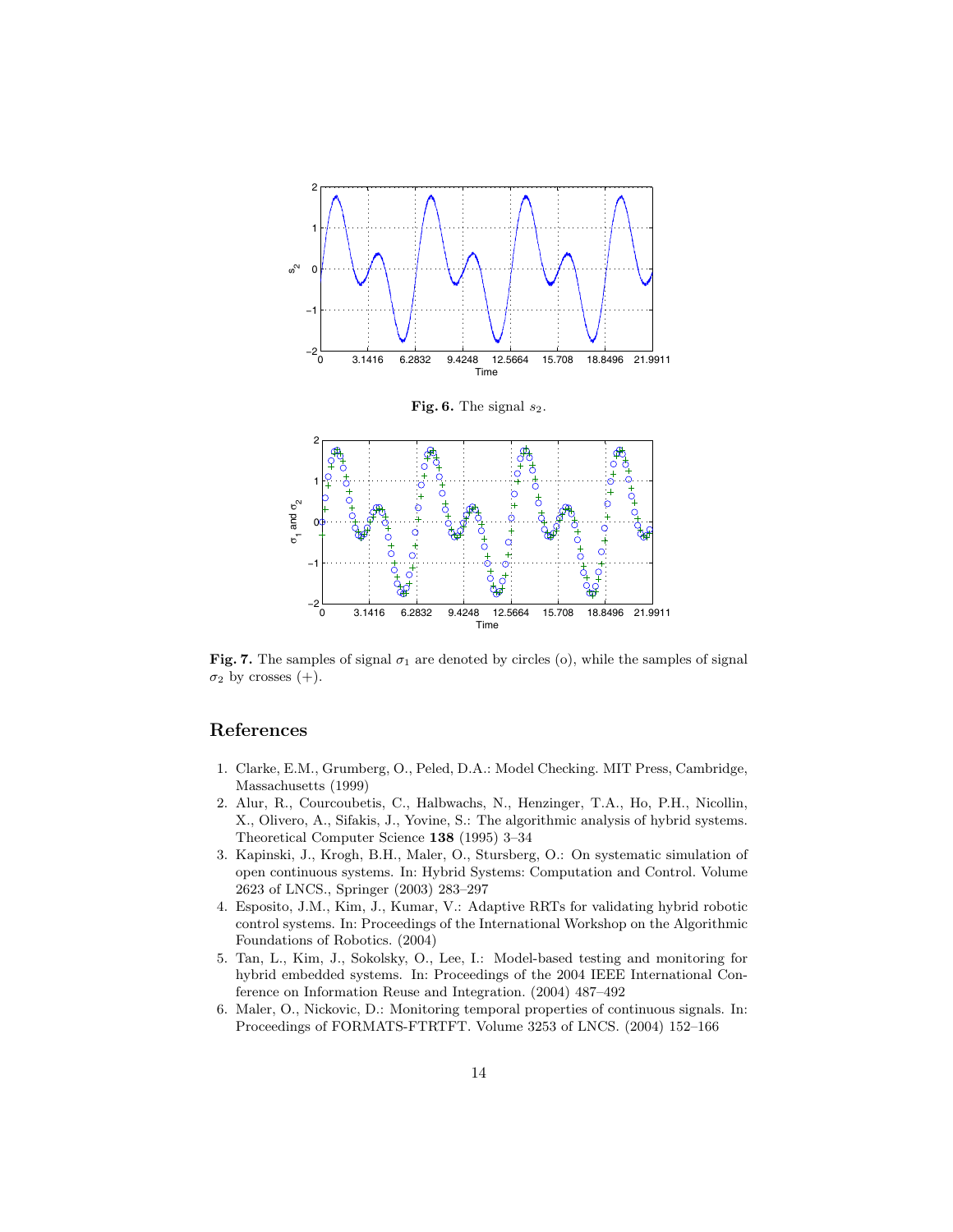**Fig. 6.** The signal $s_2$.

**Fig. 7.** The samples of signal $\sigma_1$ are denoted by circles (o), while the samples of signal $\sigma_2$ by crosses (+).

## References

1. Clarke, E.M., Grumberg, O., Peled, D.A.: Model Checking. MIT Press, Cambridge, Massachusetts (1999)
2. Alur, R., Courcoubetis, C., Halbwachs, N., Henzinger, T.A., Ho, P.H., Nicollin, X., Olivero, A., Sifakis, J., Yovine, S.: The algorithmic analysis of hybrid systems. Theoretical Computer Science **138** (1995) 3–34
3. Kapinski, J., Krogh, B.H., Maler, O., Stursberg, O.: On systematic simulation of open continuous systems. In: Hybrid Systems: Computation and Control. Volume 2623 of LNCS., Springer (2003) 283–297
4. Esposito, J.M., Kim, J., Kumar, V.: Adaptive RRTs for validating hybrid robotic control systems. In: Proceedings of the International Workshop on the Algorithmic Foundations of Robotics. (2004)
5. Tan, L., Kim, J., Sokolsky, O., Lee, I.: Model-based testing and monitoring for hybrid embedded systems. In: Proceedings of the 2004 IEEE International Conference on Information Reuse and Integration. (2004) 487–492
6. Maler, O., Nickovic, D.: Monitoring temporal properties of continuous signals. In: Proceedings of FORMATS-FTRTFT. Volume 3253 of LNCS. (2004) 152–166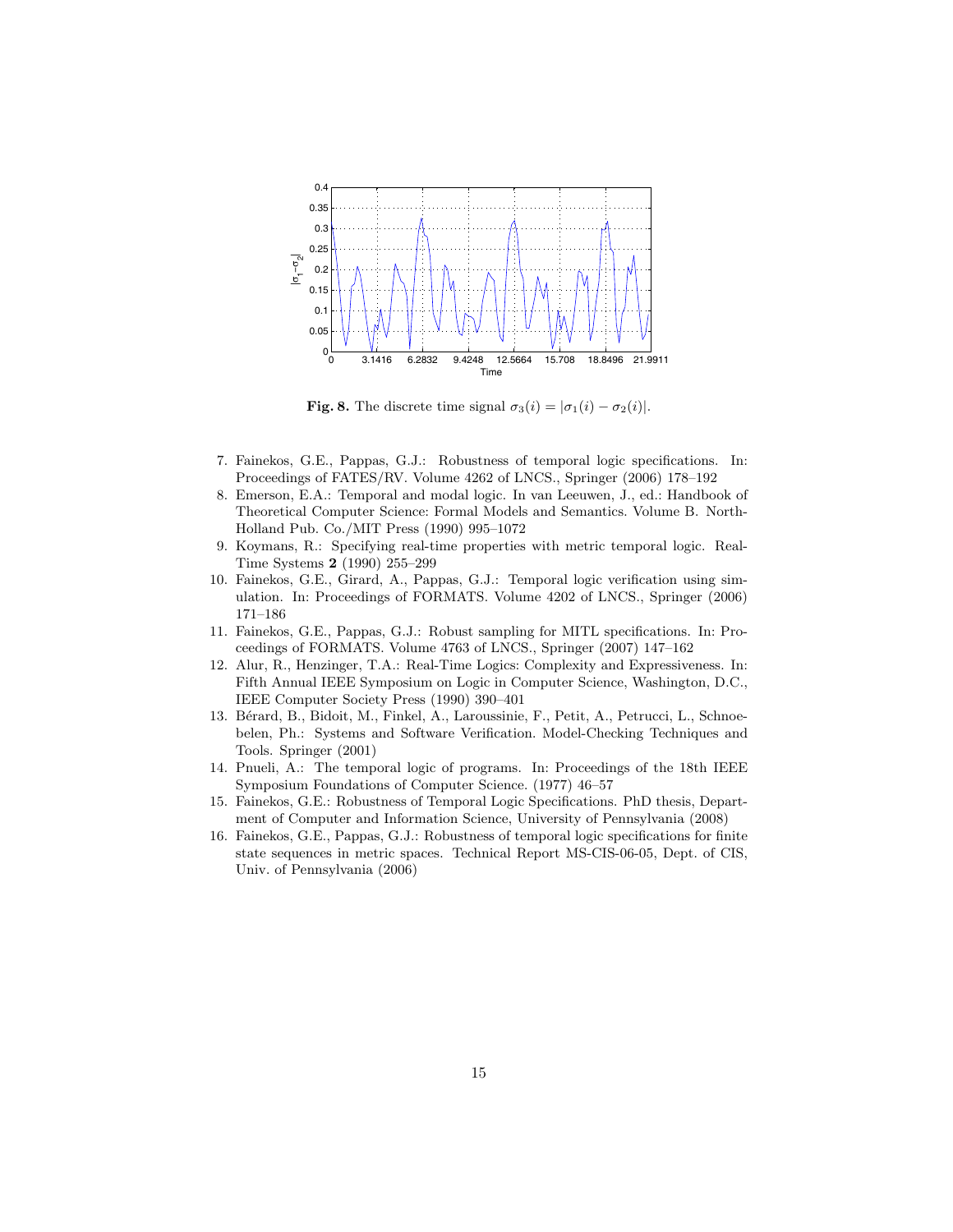0.4
0.35
0.3
0.25
0.2
0.15
0.1
0.05
0

$|\sigma_1-\sigma_2|$

0 3.1416 6.2832 9.4248 12.5664 15.708 18.8496 21.9911

Time

**Fig. 8.** The discrete time signal $\sigma_3(i) = |\sigma_1(i) - \sigma_2(i)|$.

7. Fainekos, G.E., Pappas, G.J.: Robustness of temporal logic specifications. In: Proceedings of FATES/RV. Volume 4262 of LNCS., Springer (2006) 178–192
8. Emerson, E.A.: Temporal and modal logic. In van Leeuwen, J., ed.: Handbook of Theoretical Computer Science: Formal Models and Semantics. Volume B. North-Holland Pub. Co./MIT Press (1990) 995–1072
9. Koymans, R.: Specifying real-time properties with metric temporal logic. Real-Time Systems **2** (1990) 255–299
10. Fainekos, G.E., Girard, A., Pappas, G.J.: Temporal logic verification using simulation. In: Proceedings of FORMATS. Volume 4202 of LNCS., Springer (2006) 171–186
11. Fainekos, G.E., Pappas, G.J.: Robust sampling for MITL specifications. In: Proceedings of FORMATS. Volume 4763 of LNCS., Springer (2007) 147–162
12. Alur, R., Henzinger, T.A.: Real-Time Logics: Complexity and Expressiveness. In: Fifth Annual IEEE Symposium on Logic in Computer Science, Washington, D.C., IEEE Computer Society Press (1990) 390–401
13. Bérard, B., Bidoit, M., Finkel, A., Laroussinie, F., Petit, A., Petrucci, L., Schnoebelen, Ph.: Systems and Software Verification. Model-Checking Techniques and Tools. Springer (2001)
14. Pnueli, A.: The temporal logic of programs. In: Proceedings of the 18th IEEE Symposium Foundations of Computer Science. (1977) 46–57
15. Fainekos, G.E.: Robustness of Temporal Logic Specifications. PhD thesis, Department of Computer and Information Science, University of Pennsylvania (2008)
16. Fainekos, G.E., Pappas, G.J.: Robustness of temporal logic specifications for finite state sequences in metric spaces. Technical Report MS-CIS-06-05, Dept. of CIS, Univ. of Pennsylvania (2006)